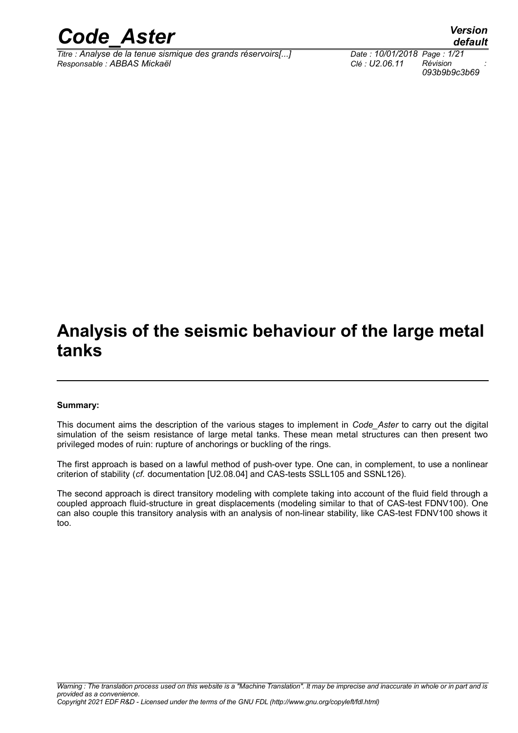# Analysis of the seismic behaviour of the large metal tanks

**Summary:**

This document aims the description of the various stages to implement in *Code_Aster* to carry out the digital simulation of the seism resistance of large metal tanks. These mean metal structures can then present two privileged modes of ruin: rupture of anchorings or buckling of the rings.

The first approach is based on a lawful method of push-over type. One can, in complement, to use a nonlinear criterion of stability (*cf.* documentation [U2.08.04] and CAS-tests SSLL105 and SSNL126).

The second approach is direct transitory modeling with complete taking into account of the fluid field through a coupled approach fluid-structure in great displacements (modeling similar to that of CAS-test FDNV100). One can also couple this transitory analysis with an analysis of non-linear stability, like CAS-test FDNV100 shows it too.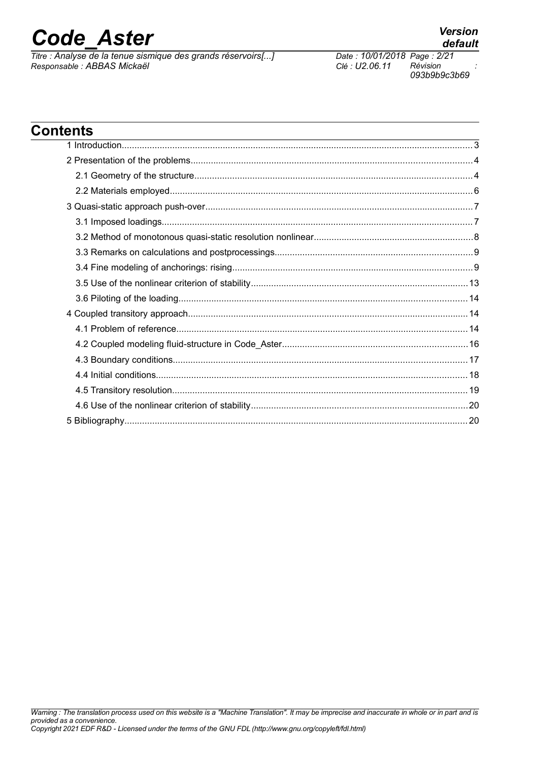# Contents

1 Introduction........................................................................................................................................3

2 Presentation of the problems..............................................................................................................4

2.1 Geometry of the structure............................................................................................................4

2.2 Materials employed......................................................................................................................6

3 Quasi-static approach push-over........................................................................................................7

3.1 Imposed loadings.........................................................................................................................7

3.2 Method of monotonous quasi-static resolution nonlinear..............................................................8

3.3 Remarks on calculations and postprocessings.............................................................................9

3.4 Fine modeling of anchorings: rising..............................................................................................9

3.5 Use of the nonlinear criterion of stability.....................................................................................13

3.6 Piloting of the loading.................................................................................................................14

4 Coupled transitory approach.............................................................................................................14

4.1 Problem of reference..................................................................................................................14

4.2 Coupled modeling fluid-structure in Code_Aster.........................................................................16

4.3 Boundary conditions...................................................................................................................17

4.4 Initial conditions.........................................................................................................................18

4.5 Transitory resolution...................................................................................................................19

4.6 Use of the nonlinear criterion of stability.....................................................................................20

5 Bibliography......................................................................................................................................20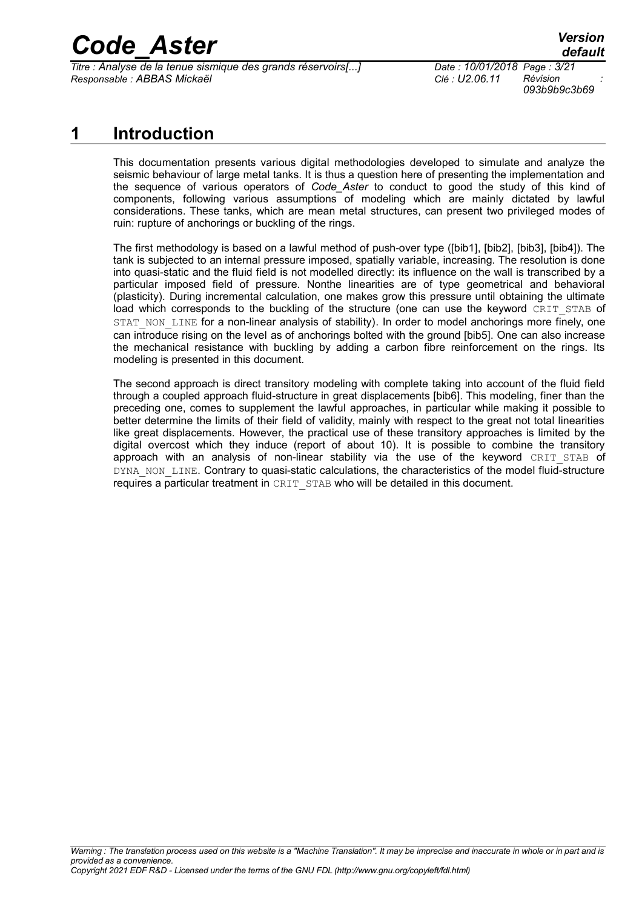# 1 Introduction

This documentation presents various digital methodologies developed to simulate and analyze the seismic behaviour of large metal tanks. It is thus a question here of presenting the implementation and the sequence of various operators of *Code_Aster* to conduct to good the study of this kind of components, following various assumptions of modeling which are mainly dictated by lawful considerations. These tanks, which are mean metal structures, can present two privileged modes of ruin: rupture of anchorings or buckling of the rings.

The first methodology is based on a lawful method of push-over type ([bib1], [bib2], [bib3], [bib4]). The tank is subjected to an internal pressure imposed, spatially variable, increasing. The resolution is done into quasi-static and the fluid field is not modelled directly: its influence on the wall is transcribed by a particular imposed field of pressure. Nonthe linearities are of type geometrical and behavioral (plasticity). During incremental calculation, one makes grow this pressure until obtaining the ultimate load which corresponds to the buckling of the structure (one can use the keyword CRIT_STAB of STAT_NON_LINE for a non-linear analysis of stability). In order to model anchorings more finely, one can introduce rising on the level as of anchorings bolted with the ground [bib5]. One can also increase the mechanical resistance with buckling by adding a carbon fibre reinforcement on the rings. Its modeling is presented in this document.

The second approach is direct transitory modeling with complete taking into account of the fluid field through a coupled approach fluid-structure in great displacements [bib6]. This modeling, finer than the preceding one, comes to supplement the lawful approaches, in particular while making it possible to better determine the limits of their field of validity, mainly with respect to the great not total linearities like great displacements. However, the practical use of these transitory approaches is limited by the digital overcost which they induce (report of about 10). It is possible to combine the transitory approach with an analysis of non-linear stability via the use of the keyword CRIT_STAB of DYNA_NON_LINE. Contrary to quasi-static calculations, the characteristics of the model fluid-structure requires a particular treatment in CRIT_STAB who will be detailed in this document.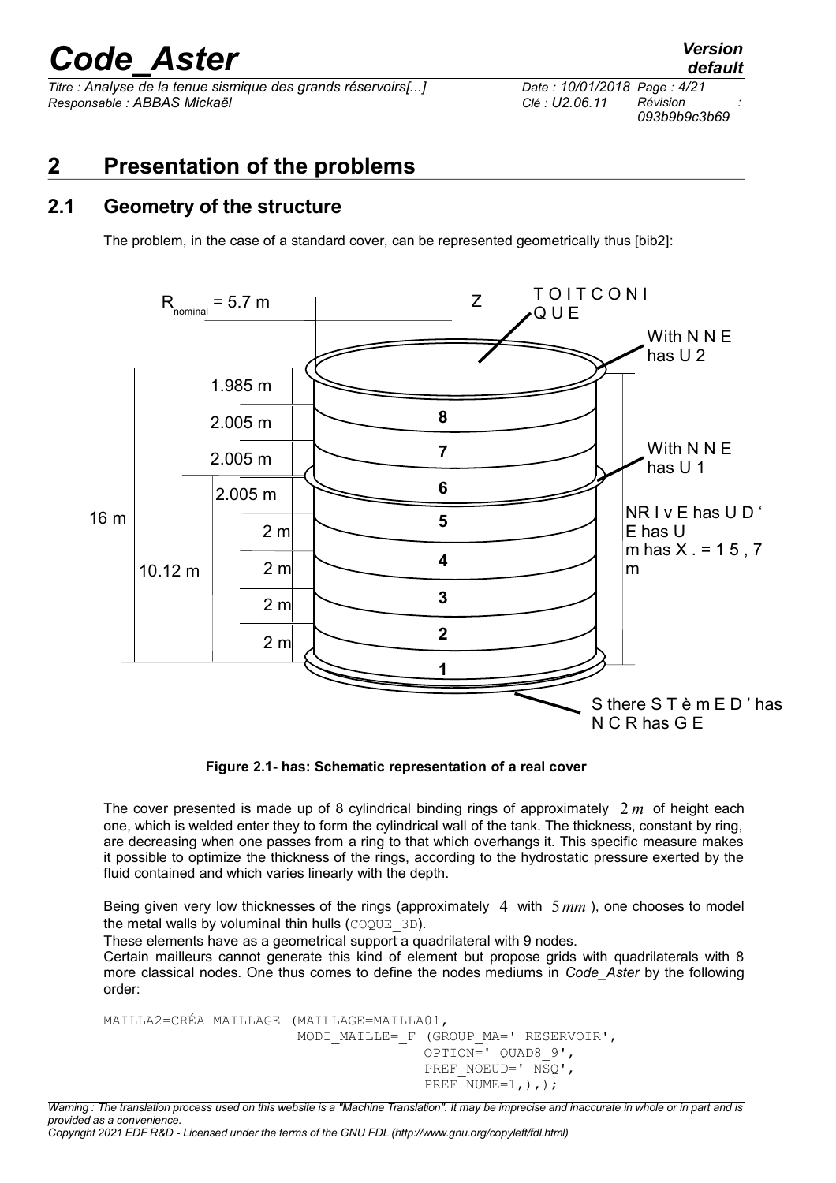# 2 Presentation of the problems

## 2.1 Geometry of the structure

The problem, in the case of a standard cover, can be represented geometrically thus [bib2]:

Figure 2.1- has: Schematic representation of a real cover

The cover presented is made up of 8 cylindrical binding rings of approximately $2\,m$ of height each one, which is welded enter they to form the cylindrical wall of the tank. The thickness, constant by ring, are decreasing when one passes from a ring to that which overhangs it. This specific measure makes it possible to optimize the thickness of the rings, according to the hydrostatic pressure exerted by the fluid contained and which varies linearly with the depth.

Being given very low thicknesses of the rings (approximately $4$ with $5\,mm$ ), one chooses to model the metal walls by voluminal thin hulls (COQUE_3D).

These elements have as a geometrical support a quadrilateral with 9 nodes.

Certain mailleurs cannot generate this kind of element but propose grids with quadrilaterals with 8 more classical nodes. One thus comes to define the nodes mediums in *Code_Aster* by the following order:

```
MAILLA2=CRÉA_MAILLAGE (MAILLAGE=MAILLA01,
                      MODI_MAILLE=_F (GROUP_MA=' RESERVOIR',
                                     OPTION=' QUAD8_9',
                                     PREF_NOEUD=' NSQ',
                                     PREF_NUME=1,),);
```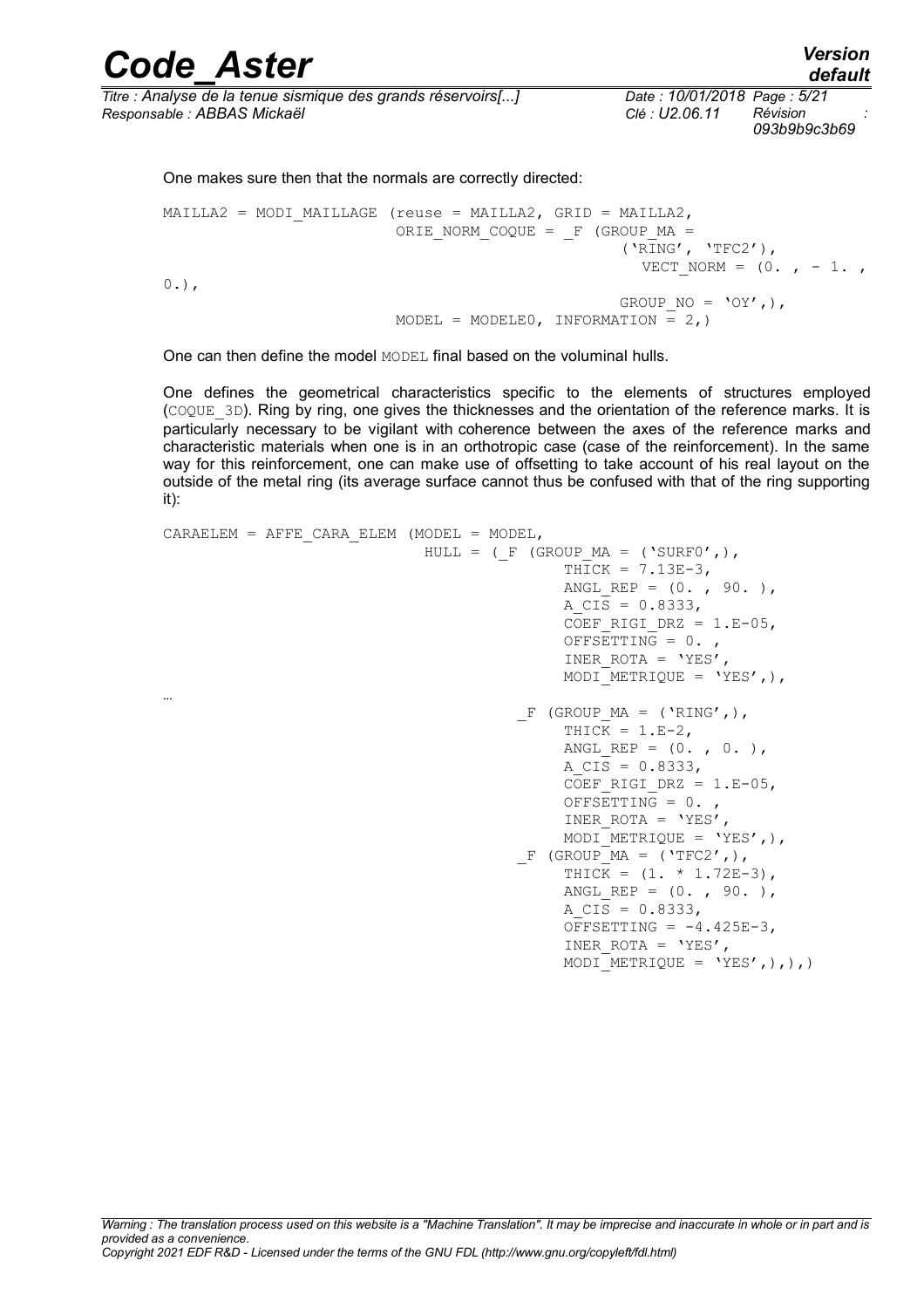One makes sure then that the normals are correctly directed:

```
MAILLA2 = MODI_MAILLAGE (reuse = MAILLA2, GRID = MAILLA2,
                         ORIE_NORM_COQUE = _F (GROUP_MA =
                                              ('RING', 'TFC2'),
                                                VECT_NORM = (0. , - 1. ,
0.),
                                              GROUP_NO = 'OY',),
                         MODEL = MODELE0, INFORMATION = 2,)
```

One can then define the model `MODEL` final based on the voluminal hulls.

One defines the geometrical characteristics specific to the elements of structures employed (`COQUE_3D`). Ring by ring, one gives the thicknesses and the orientation of the reference marks. It is particularly necessary to be vigilant with coherence between the axes of the reference marks and characteristic materials when one is in an orthotropic case (case of the reinforcement). In the same way for this reinforcement, one can make use of offsetting to take account of his real layout on the outside of the metal ring (its average surface cannot thus be confused with that of the ring supporting it):

```
CARAELEM = AFFE_CARA_ELEM (MODEL = MODEL,
                           HULL = (_F (GROUP_MA = ('SURF0',),
                                       THICK = 7.13E-3,
                                       ANGL_REP = (0. , 90. ),
                                       A_CIS = 0.8333,
                                       COEF_RIGI_DRZ = 1.E-05,
                                       OFFSETTING = 0. ,
                                       INER_ROTA = 'YES',
                                       MODI_METRIQUE = 'YES',),
…
                                   _F (GROUP_MA = ('RING',),
                                       THICK = 1.E-2,
                                       ANGL_REP = (0. , 0. ),
                                       A_CIS = 0.8333,
                                       COEF_RIGI_DRZ = 1.E-05,
                                       OFFSETTING = 0. ,
                                       INER_ROTA = 'YES',
                                       MODI_METRIQUE = 'YES',),
                                   _F (GROUP_MA = ('TFC2',),
                                       THICK = (1. * 1.72E-3),
                                       ANGL_REP = (0. , 90. ),
                                       A_CIS = 0.8333,
                                       OFFSETTING = -4.425E-3,
                                       INER_ROTA = 'YES',
                                       MODI_METRIQUE = 'YES',),),)
```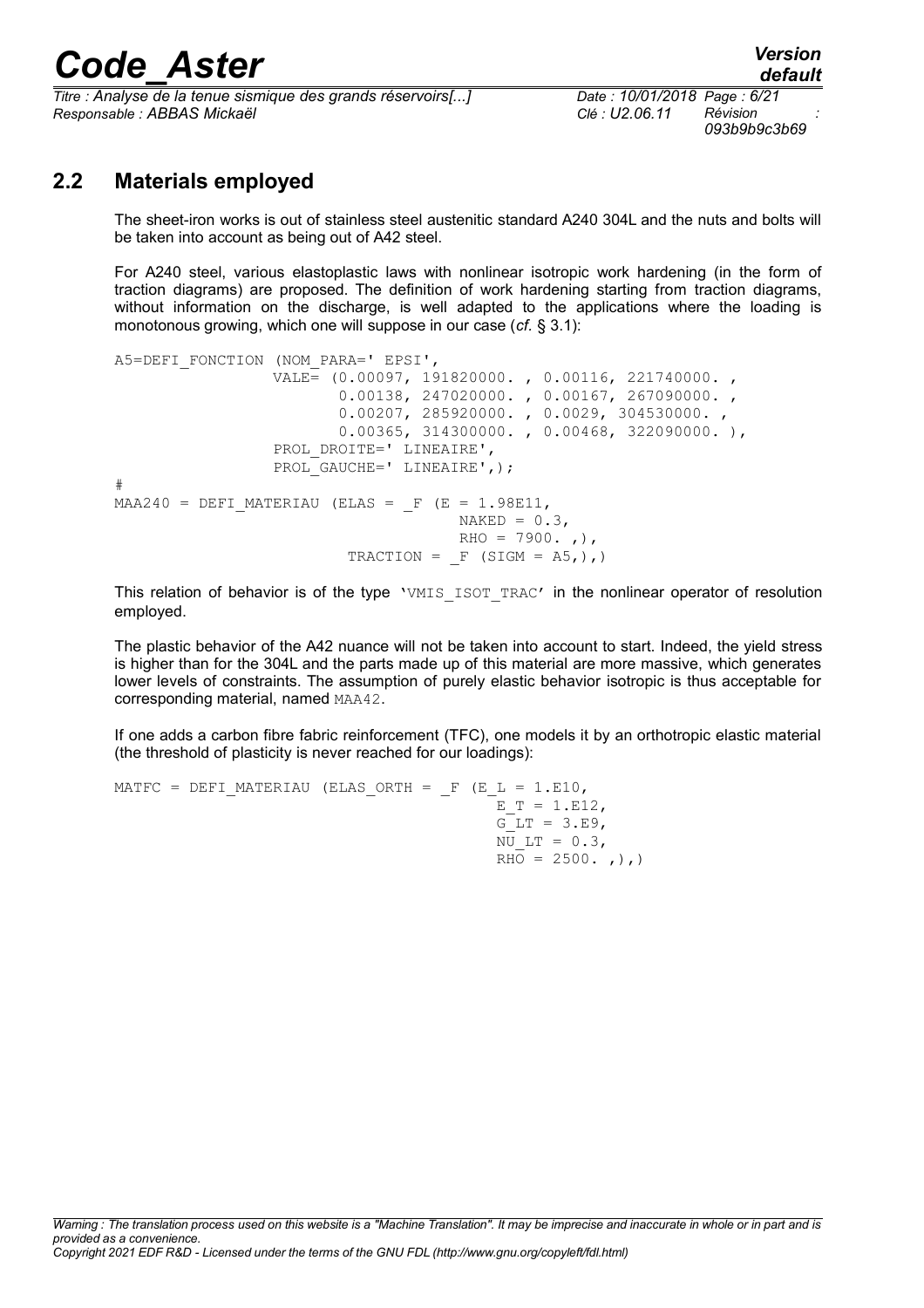## 2.2 Materials employed

The sheet-iron works is out of stainless steel austenitic standard A240 304L and the nuts and bolts will be taken into account as being out of A42 steel.

For A240 steel, various elastoplastic laws with nonlinear isotropic work hardening (in the form of traction diagrams) are proposed. The definition of work hardening starting from traction diagrams, without information on the discharge, is well adapted to the applications where the loading is monotonous growing, which one will suppose in our case (*cf.* § 3.1):

```
A5=DEFI_FONCTION (NOM_PARA=' EPSI',
                VALE= (0.00097, 191820000. , 0.00116, 221740000. ,
                       0.00138, 247020000. , 0.00167, 267090000. ,
                       0.00207, 285920000. , 0.0029, 304530000. ,
                       0.00365, 314300000. , 0.00468, 322090000. ),
                PROL_DROITE=' LINEAIRE',
                PROL_GAUCHE=' LINEAIRE',);
#
MAA240 = DEFI_MATERIAU (ELAS = _F (E = 1.98E11,
                                   NAKED = 0.3,
                                   RHO = 7900. ,),
                        TRACTION = _F (SIGM = A5,),)
```

This relation of behavior is of the type 'VMIS_ISOT_TRAC' in the nonlinear operator of resolution employed.

The plastic behavior of the A42 nuance will not be taken into account to start. Indeed, the yield stress is higher than for the 304L and the parts made up of this material are more massive, which generates lower levels of constraints. The assumption of purely elastic behavior isotropic is thus acceptable for corresponding material, named MAA42.

If one adds a carbon fibre fabric reinforcement (TFC), one models it by an orthotropic elastic material (the threshold of plasticity is never reached for our loadings):

```
MATFC = DEFI_MATERIAU (ELAS_ORTH = _F (E_L = 1.E10,
                                       E_T = 1.E12,
                                       G_LT = 3.E9,
                                       NU_LT = 0.3,
                                       RHO = 2500. ,),)
```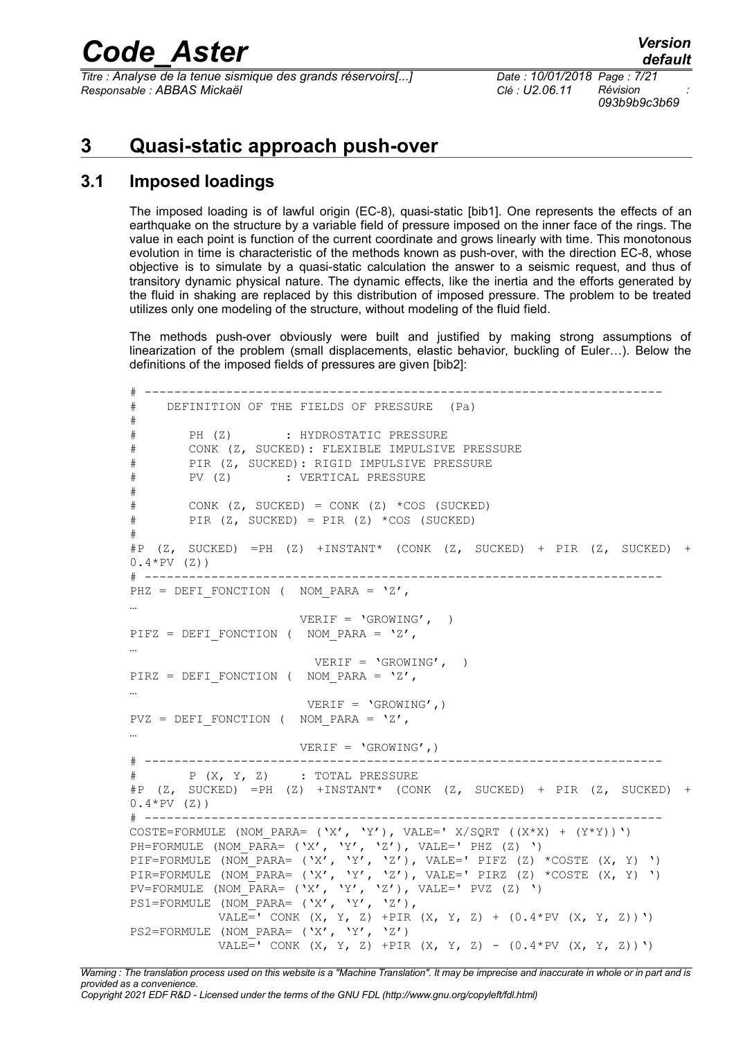# 3 Quasi-static approach push-over

## 3.1 Imposed loadings

The imposed loading is of lawful origin (EC-8), quasi-static [bib1]. One represents the effects of an earthquake on the structure by a variable field of pressure imposed on the inner face of the rings. The value in each point is function of the current coordinate and grows linearly with time. This monotonous evolution in time is characteristic of the methods known as push-over, with the direction EC-8, whose objective is to simulate by a quasi-static calculation the answer to a seismic request, and thus of transitory dynamic physical nature. The dynamic effects, like the inertia and the efforts generated by the fluid in shaking are replaced by this distribution of imposed pressure. The problem to be treated utilizes only one modeling of the structure, without modeling of the fluid field.

The methods push-over obviously were built and justified by making strong assumptions of linearization of the problem (small displacements, elastic behavior, buckling of Euler…). Below the definitions of the imposed fields of pressures are given [bib2]:

```
# ---------------------------------------------------------------------
#    DEFINITION OF THE FIELDS OF PRESSURE  (Pa)
#
#       PH (Z)        : HYDROSTATIC PRESSURE
#       CONK (Z, SUCKED): FLEXIBLE IMPULSIVE PRESSURE
#       PIR (Z, SUCKED): RIGID IMPULSIVE PRESSURE
#       PV (Z)        : VERTICAL PRESSURE
#
#       CONK (Z, SUCKED) = CONK (Z) *COS (SUCKED)
#       PIR (Z, SUCKED) = PIR (Z) *COS (SUCKED)
#
#P (Z, SUCKED) =PH (Z) +INSTANT* (CONK (Z, SUCKED) + PIR (Z, SUCKED) +
0.4*PV (Z))
# ---------------------------------------------------------------------
PHZ = DEFI_FONCTION (  NOM_PARA = 'Z',
…
                        VERIF = 'GROWING',  )
PIFZ = DEFI_FONCTION (  NOM_PARA = 'Z',
…
                         VERIF = 'GROWING',  )
PIRZ = DEFI_FONCTION (  NOM_PARA = 'Z',
…
                        VERIF = 'GROWING',)
PVZ = DEFI_FONCTION (  NOM_PARA = 'Z',
…
                        VERIF = 'GROWING',)
# ---------------------------------------------------------------------
#       P (X, Y, Z)    : TOTAL PRESSURE
#P (Z, SUCKED) =PH (Z) +INSTANT* (CONK (Z, SUCKED) + PIR (Z, SUCKED) +
0.4*PV (Z))
# ---------------------------------------------------------------------
COSTE=FORMULE (NOM_PARA= ('X', 'Y'), VALE=' X/SQRT ((X*X) + (Y*Y))')
PH=FORMULE (NOM_PARA= ('X', 'Y', 'Z'), VALE=' PHZ (Z) ')
PIF=FORMULE (NOM_PARA= ('X', 'Y', 'Z'), VALE=' PIFZ (Z) *COSTE (X, Y) ')
PIR=FORMULE (NOM_PARA= ('X', 'Y', 'Z'), VALE=' PIRZ (Z) *COSTE (X, Y) ')
PV=FORMULE (NOM_PARA= ('X', 'Y', 'Z'), VALE=' PVZ (Z) ')
PS1=FORMULE (NOM_PARA= ('X', 'Y', 'Z'),
            VALE=' CONK (X, Y, Z) +PIR (X, Y, Z) + (0.4*PV (X, Y, Z))')
PS2=FORMULE (NOM_PARA= ('X', 'Y', 'Z')
            VALE=' CONK (X, Y, Z) +PIR (X, Y, Z) - (0.4*PV (X, Y, Z))')
```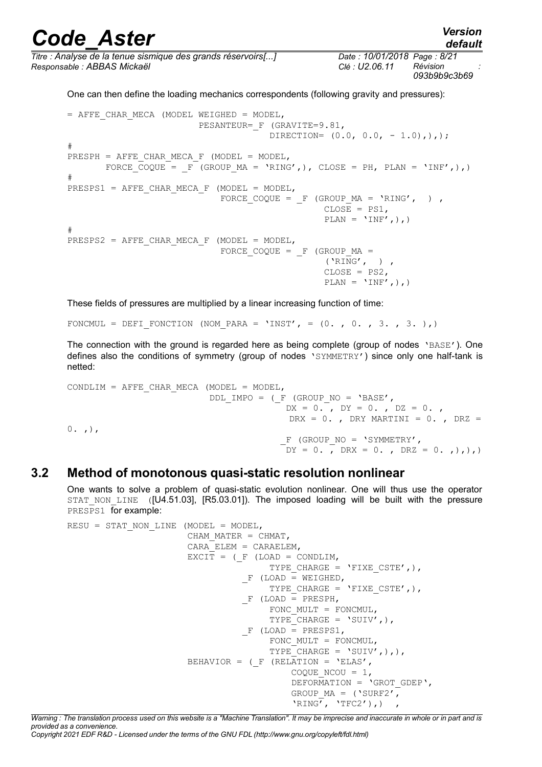One can then define the loading mechanics correspondents (following gravity and pressures):

```
= AFFE_CHAR_MECA (MODEL WEIGHED = MODEL,
                         PESANTEUR=_F (GRAVITE=9.81,
                                       DIRECTION= (0.0, 0.0, - 1.0),),);
#
PRESPH = AFFE_CHAR_MECA_F (MODEL = MODEL,
       FORCE_COQUE = _F (GROUP_MA = 'RING',), CLOSE = PH, PLAN = 'INF',),)
#
PRESPS1 = AFFE_CHAR_MECA_F (MODEL = MODEL,
                            FORCE_COQUE = _F (GROUP_MA = 'RING',  ) ,
                                              CLOSE = PS1,
                                              PLAN = 'INF',),)
#
PRESPS2 = AFFE_CHAR_MECA_F (MODEL = MODEL,
                            FORCE_COQUE = _F (GROUP_MA =
                                              ('RING',  ) ,
                                              CLOSE = PS2,
                                              PLAN = 'INF',),)
```

These fields of pressures are multiplied by a linear increasing function of time:

```
FONCMUL = DEFI_FONCTION (NOM_PARA = 'INST', = (0. , 0. , 3. , 3. ),)
```

The connection with the ground is regarded here as being complete (group of nodes 'BASE'). One defines also the conditions of symmetry (group of nodes 'SYMMETRY') since only one half-tank is netted:

```
CONDLIM = AFFE_CHAR_MECA (MODEL = MODEL,
                          DDL_IMPO = (_F (GROUP_NO = 'BASE',
                                          DX = 0. , DY = 0. , DZ = 0. ,
                                          DRX = 0. , DRY MARTINI = 0. , DRZ =
0. ,),
                                      _F (GROUP_NO = 'SYMMETRY',
                                          DY = 0. , DRX = 0. , DRZ = 0. ,),),)
```

## 3.2 Method of monotonous quasi-static resolution nonlinear

One wants to solve a problem of quasi-static evolution nonlinear. One will thus use the operator STAT_NON_LINE ([U4.51.03], [R5.03.01]). The imposed loading will be built with the pressure PRESPS1 for example:

```
RESU = STAT_NON_LINE (MODEL = MODEL,
                      CHAM_MATER = CHMAT,
                      CARA_ELEM = CARAELEM,
                      EXCIT = (_F (LOAD = CONDLIM,
                                   TYPE_CHARGE = 'FIXE_CSTE',),
                               _F (LOAD = WEIGHED,
                                   TYPE_CHARGE = 'FIXE_CSTE',),
                               _F (LOAD = PRESPH,
                                   FONC_MULT = FONCMUL,
                                   TYPE_CHARGE = 'SUIV',),
                               _F (LOAD = PRESPS1,
                                   FONC_MULT = FONCMUL,
                                   TYPE_CHARGE = 'SUIV',),),
                      BEHAVIOR = (_F (RELATION = 'ELAS',
                                      COQUE_NCOU = 1,
                                      DEFORMATION = 'GROT_GDEP',
                                      GROUP_MA = ('SURF2',
                                      'RING', 'TFC2'),)  ,
```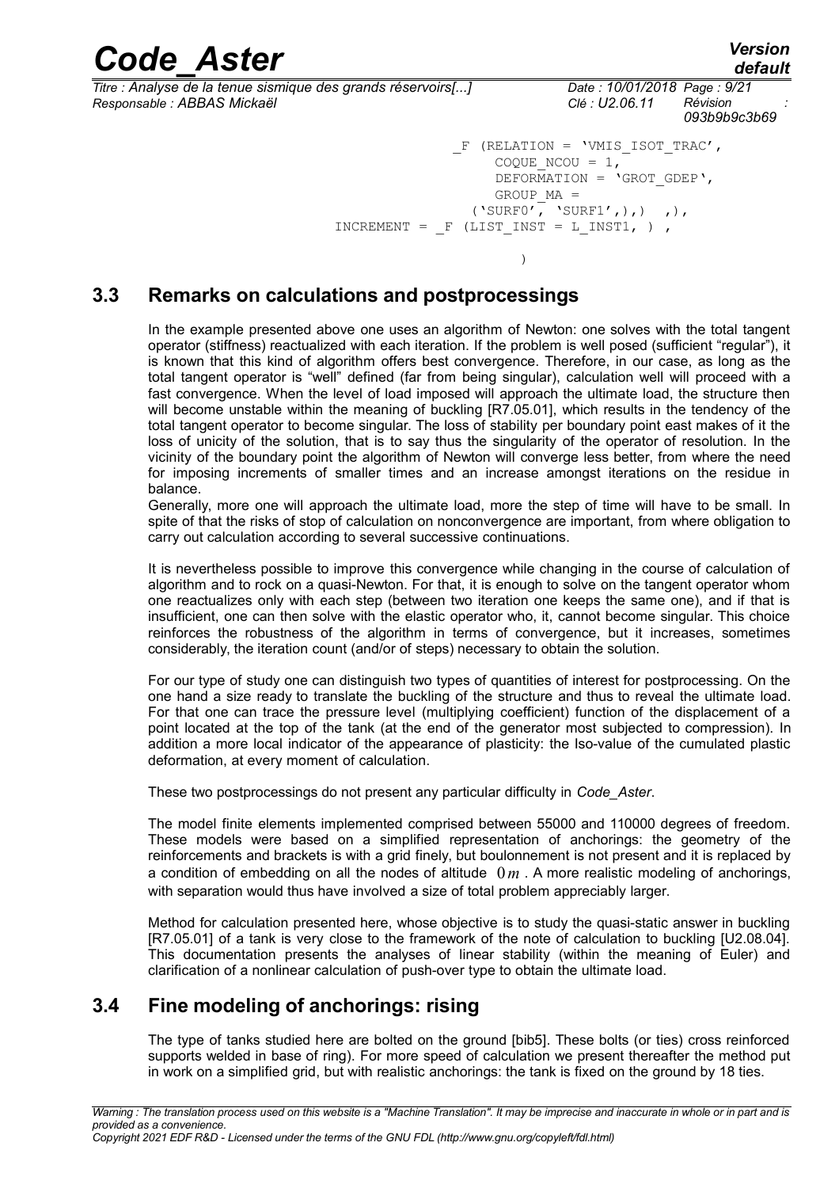```
                     _F (RELATION = 'VMIS_ISOT_TRAC',
                         COQUE_NCOU = 1,
                         DEFORMATION = 'GROT_GDEP',
                         GROUP_MA =
                       ('SURF0', 'SURF1',),)  ,),
        INCREMENT = _F (LIST_INST = L_INST1, ) ,

                              )
```

## 3.3 Remarks on calculations and postprocessings

In the example presented above one uses an algorithm of Newton: one solves with the total tangent operator (stiffness) reactualized with each iteration. If the problem is well posed (sufficient "regular"), it is known that this kind of algorithm offers best convergence. Therefore, in our case, as long as the total tangent operator is "well" defined (far from being singular), calculation well will proceed with a fast convergence. When the level of load imposed will approach the ultimate load, the structure then will become unstable within the meaning of buckling [R7.05.01], which results in the tendency of the total tangent operator to become singular. The loss of stability per boundary point east makes of it the loss of unicity of the solution, that is to say thus the singularity of the operator of resolution. In the vicinity of the boundary point the algorithm of Newton will converge less better, from where the need for imposing increments of smaller times and an increase amongst iterations on the residue in balance.

Generally, more one will approach the ultimate load, more the step of time will have to be small. In spite of that the risks of stop of calculation on nonconvergence are important, from where obligation to carry out calculation according to several successive continuations.

It is nevertheless possible to improve this convergence while changing in the course of calculation of algorithm and to rock on a quasi-Newton. For that, it is enough to solve on the tangent operator whom one reactualizes only with each step (between two iteration one keeps the same one), and if that is insufficient, one can then solve with the elastic operator who, it, cannot become singular. This choice reinforces the robustness of the algorithm in terms of convergence, but it increases, sometimes considerably, the iteration count (and/or of steps) necessary to obtain the solution.

For our type of study one can distinguish two types of quantities of interest for postprocessing. On the one hand a size ready to translate the buckling of the structure and thus to reveal the ultimate load. For that one can trace the pressure level (multiplying coefficient) function of the displacement of a point located at the top of the tank (at the end of the generator most subjected to compression). In addition a more local indicator of the appearance of plasticity: the Iso-value of the cumulated plastic deformation, at every moment of calculation.

These two postprocessings do not present any particular difficulty in *Code_Aster*.

The model finite elements implemented comprised between 55000 and 110000 degrees of freedom. These models were based on a simplified representation of anchorings: the geometry of the reinforcements and brackets is with a grid finely, but boulonnement is not present and it is replaced by a condition of embedding on all the nodes of altitude $0\,m$ . A more realistic modeling of anchorings, with separation would thus have involved a size of total problem appreciably larger.

Method for calculation presented here, whose objective is to study the quasi-static answer in buckling [R7.05.01] of a tank is very close to the framework of the note of calculation to buckling [U2.08.04]. This documentation presents the analyses of linear stability (within the meaning of Euler) and clarification of a nonlinear calculation of push-over type to obtain the ultimate load.

## 3.4 Fine modeling of anchorings: rising

The type of tanks studied here are bolted on the ground [bib5]. These bolts (or ties) cross reinforced supports welded in base of ring). For more speed of calculation we present thereafter the method put in work on a simplified grid, but with realistic anchorings: the tank is fixed on the ground by 18 ties.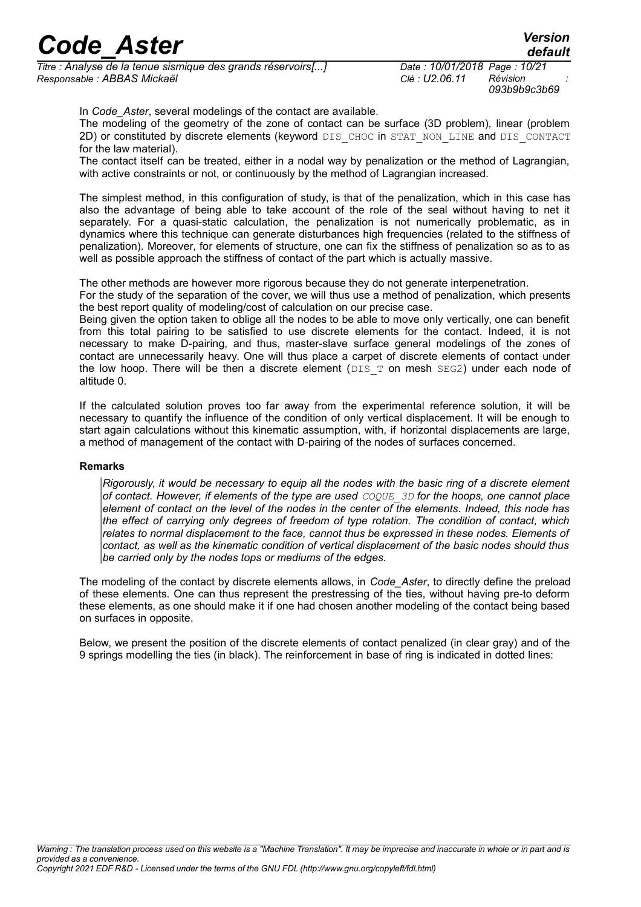In *Code_Aster*, several modelings of the contact are available.

The modeling of the geometry of the zone of contact can be surface (3D problem), linear (problem 2D) or constituted by discrete elements (keyword DIS_CHOC in STAT_NON_LINE and DIS_CONTACT for the law material).

The contact itself can be treated, either in a nodal way by penalization or the method of Lagrangian, with active constraints or not, or continuously by the method of Lagrangian increased.

The simplest method, in this configuration of study, is that of the penalization, which in this case has also the advantage of being able to take account of the role of the seal without having to net it separately. For a quasi-static calculation, the penalization is not numerically problematic, as in dynamics where this technique can generate disturbances high frequencies (related to the stiffness of penalization). Moreover, for elements of structure, one can fix the stiffness of penalization so as to as well as possible approach the stiffness of contact of the part which is actually massive.

The other methods are however more rigorous because they do not generate interpenetration.

For the study of the separation of the cover, we will thus use a method of penalization, which presents the best report quality of modeling/cost of calculation on our precise case.

Being given the option taken to oblige all the nodes to be able to move only vertically, one can benefit from this total pairing to be satisfied to use discrete elements for the contact. Indeed, it is not necessary to make D-pairing, and thus, master-slave surface general modelings of the zones of contact are unnecessarily heavy. One will thus place a carpet of discrete elements of contact under the low hoop. There will be then a discrete element (DIS_T on mesh SEG2) under each node of altitude 0.

If the calculated solution proves too far away from the experimental reference solution, it will be necessary to quantify the influence of the condition of only vertical displacement. It will be enough to start again calculations without this kinematic assumption, with, if horizontal displacements are large, a method of management of the contact with D-pairing of the nodes of surfaces concerned.

**Remarks**

*Rigorously, it would be necessary to equip all the nodes with the basic ring of a discrete element of contact. However, if elements of the type are used COQUE_3D for the hoops, one cannot place element of contact on the level of the nodes in the center of the elements. Indeed, this node has the effect of carrying only degrees of freedom of type rotation. The condition of contact, which relates to normal displacement to the face, cannot thus be expressed in these nodes. Elements of contact, as well as the kinematic condition of vertical displacement of the basic nodes should thus be carried only by the nodes tops or mediums of the edges.*

The modeling of the contact by discrete elements allows, in *Code_Aster*, to directly define the preload of these elements. One can thus represent the prestressing of the ties, without having pre-to deform these elements, as one should make it if one had chosen another modeling of the contact being based on surfaces in opposite.

Below, we present the position of the discrete elements of contact penalized (in clear gray) and of the 9 springs modelling the ties (in black). The reinforcement in base of ring is indicated in dotted lines: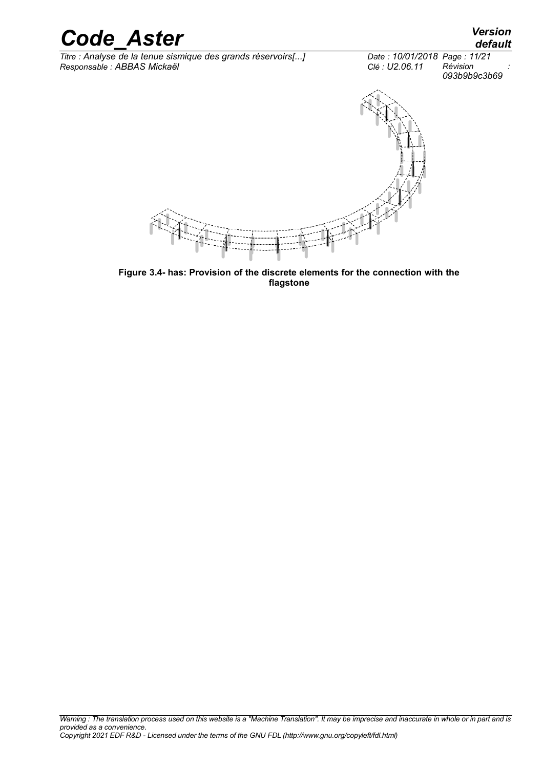**Figure 3.4- has: Provision of the discrete elements for the connection with the flagstone**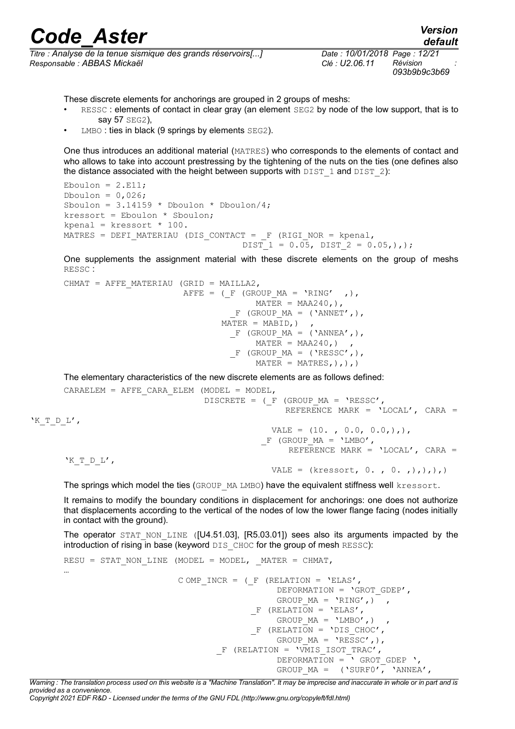These discrete elements for anchorings are grouped in 2 groups of meshs:

- RESSC : elements of contact in clear gray (an element SEG2 by node of the low support, that is to say 57 SEG2),
- LMBO : ties in black (9 springs by elements SEG2).

One thus introduces an additional material (MATRES) who corresponds to the elements of contact and who allows to take into account prestressing by the tightening of the nuts on the ties (one defines also the distance associated with the height between supports with DIST_1 and DIST_2):

```
Eboulon = 2.E11;
Dboulon = 0,026;
Sboulon = 3.14159 * Dboulon * Dboulon/4;
kressort = Eboulon * Sboulon;
kpenal = kressort * 100.
MATRES = DEFI_MATERIAU (DIS_CONTACT = _F (RIGI_NOR = kpenal,
                                      DIST_1 = 0.05, DIST_2 = 0.05,),);
```

One supplements the assignment material with these discrete elements on the group of meshs RESSC :

```
CHMAT = AFFE_MATERIAU (GRID = MAILLA2,
                       AFFE = (_F (GROUP_MA = 'RING'  ,),
                                   MATER = MAA240,),
                               _F (GROUP_MA = ('ANNET',),
                              MATER = MABID,)  ,
                               _F (GROUP_MA = ('ANNEA',),
                                   MATER = MAA240,)  ,
                               _F (GROUP_MA = ('RESSC',),
                                   MATER = MATRES,),),)
```

The elementary characteristics of the new discrete elements are as follows defined:

```
CARAELEM = AFFE_CARA_ELEM (MODEL = MODEL,
                            DISCRETE = (_F (GROUP_MA = 'RESSC',
                                            REFERENCE MARK = 'LOCAL', CARA =
'K_T_D_L',
                                            VALE = (10. , 0.0, 0.0,),),
                                        _F (GROUP_MA = 'LMBO',
                                            REFERENCE MARK = 'LOCAL', CARA =
'K_T_D_L',
                                            VALE = (kressort, 0. , 0. ,),),),)
```

The springs which model the ties (GROUP_MA LMBO) have the equivalent stiffness well kressort.

It remains to modify the boundary conditions in displacement for anchorings: one does not authorize that displacements according to the vertical of the nodes of low the lower flange facing (nodes initially in contact with the ground).

The operator STAT_NON_LINE ([U4.51.03], [R5.03.01]) sees also its arguments impacted by the introduction of rising in base (keyword DIS_CHOC for the group of mesh RESSC):

```
RESU = STAT_NON_LINE (MODEL = MODEL, _MATER = CHMAT,
…
                      C OMP_INCR = (_F (RELATION = 'ELAS',
                                        DEFORMATION = 'GROT_GDEP',
                                        GROUP_MA = 'RING',)  ,
                                    _F (RELATION = 'ELAS',
                                        GROUP_MA = 'LMBO',)  ,
                                    _F (RELATION = 'DIS_CHOC',
                                        GROUP_MA = 'RESSC',),
                                _F (RELATION = 'VMIS_ISOT_TRAC',
                                        DEFORMATION = ' GROT_GDEP ',
                                        GROUP_MA =  ('SURF0', 'ANNEA',
```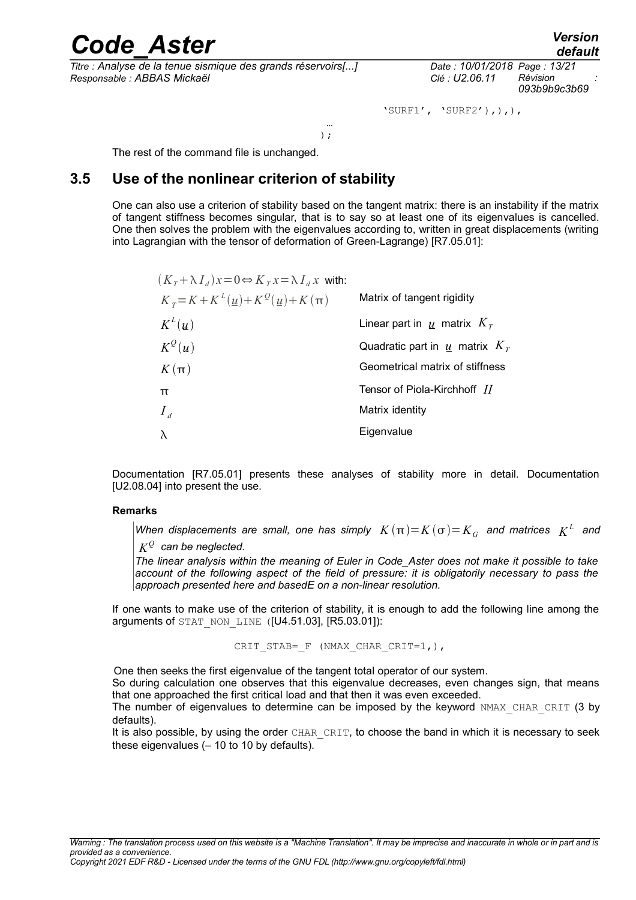```
'SURF1', 'SURF2'),),),
…
);
```

The rest of the command file is unchanged.

## 3.5 Use of the nonlinear criterion of stability

One can also use a criterion of stability based on the tangent matrix: there is an instability if the matrix of tangent stiffness becomes singular, that is to say so at least one of its eigenvalues is cancelled. One then solves the problem with the eigenvalues according to, written in great displacements (writing into Lagrangian with the tensor of deformation of Green-Lagrange) [R7.05.01]:

| | |
|---|---|
| $(K_T+\lambda I_d)x=0 \Leftrightarrow K_T x=\lambda I_d x$ with: | |
| $K_T=K+K^L(\underline{u})+K^Q(\underline{u})+K(\pi)$ | Matrix of tangent rigidity |
| $K^L(\underline{u})$ | Linear part in $\underline{u}$ matrix $K_T$ |
| $K^Q(\underline{u})$ | Quadratic part in $\underline{u}$ matrix $K_T$ |
| $K(\pi)$ | Geometrical matrix of stiffness |
| $\pi$ | Tensor of Piola-Kirchhoff $II$ |
| $I_d$ | Matrix identity |
| $\lambda$ | Eigenvalue |

Documentation [R7.05.01] presents these analyses of stability more in detail. Documentation [U2.08.04] into present the use.

**Remarks**

*When displacements are small, one has simply $K(\pi)=K(\sigma)=K_G$ and matrices $K^L$ and $K^Q$ can be neglected.*
*The linear analysis within the meaning of Euler in Code_Aster does not make it possible to take account of the following aspect of the field of pressure: it is obligatorily necessary to pass the approach presented here and basedE on a non-linear resolution.*

If one wants to make use of the criterion of stability, it is enough to add the following line among the arguments of STAT_NON_LINE ([U4.51.03], [R5.03.01]):

```
CRIT_STAB=_F (NMAX_CHAR_CRIT=1,),
```

One then seeks the first eigenvalue of the tangent total operator of our system.
So during calculation one observes that this eigenvalue decreases, even changes sign, that means that one approached the first critical load and that then it was even exceeded.
The number of eigenvalues to determine can be imposed by the keyword NMAX_CHAR_CRIT (3 by defaults).
It is also possible, by using the order CHAR_CRIT, to choose the band in which it is necessary to seek these eigenvalues (– 10 to 10 by defaults).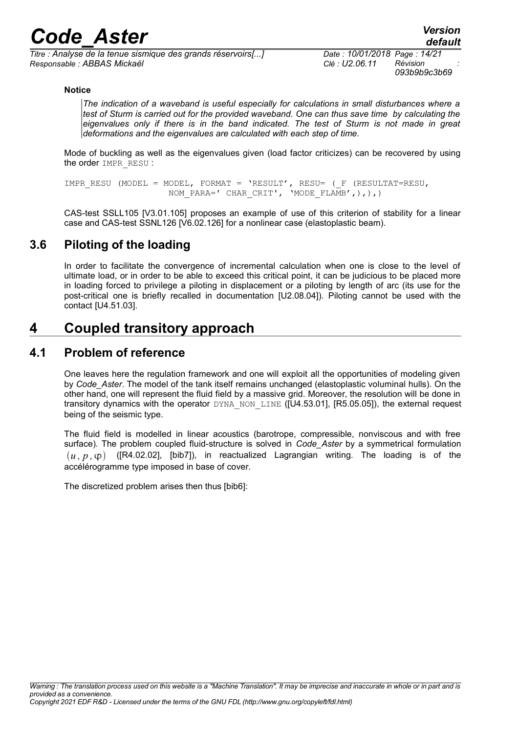**Notice**

*The indication of a waveband is useful especially for calculations in small disturbances where a test of Sturm is carried out for the provided waveband. One can thus save time by calculating the eigenvalues only if there is in the band indicated. The test of Sturm is not made in great deformations and the eigenvalues are calculated with each step of time.*

Mode of buckling as well as the eigenvalues given (load factor criticizes) can be recovered by using the order IMPR_RESU :

```
IMPR_RESU (MODEL = MODEL, FORMAT = 'RESULT', RESU= (_F (RESULTAT=RESU,
                  NOM_PARA=' CHAR_CRIT', 'MODE_FLAMB',),),)
```

CAS-test SSLL105 [V3.01.105] proposes an example of use of this criterion of stability for a linear case and CAS-test SSNL126 [V6.02.126] for a nonlinear case (elastoplastic beam).

## 3.6 Piloting of the loading

In order to facilitate the convergence of incremental calculation when one is close to the level of ultimate load, or in order to be able to exceed this critical point, it can be judicious to be placed more in loading forced to privilege a piloting in displacement or a piloting by length of arc (its use for the post-critical one is briefly recalled in documentation [U2.08.04]). Piloting cannot be used with the contact [U4.51.03].

# 4 Coupled transitory approach

## 4.1 Problem of reference

One leaves here the regulation framework and one will exploit all the opportunities of modeling given by *Code_Aster*. The model of the tank itself remains unchanged (elastoplastic voluminal hulls). On the other hand, one will represent the fluid field by a massive grid. Moreover, the resolution will be done in transitory dynamics with the operator DYNA_NON_LINE ([U4.53.01], [R5.05.05]), the external request being of the seismic type.

The fluid field is modelled in linear acoustics (barotrope, compressible, nonviscous and with free surface). The problem coupled fluid-structure is solved in *Code_Aster* by a symmetrical formulation $(u, p, \varphi)$ ([R4.02.02], [bib7]), in reactualized Lagrangian writing. The loading is of the accélérogramme type imposed in base of cover.

The discretized problem arises then thus [bib6]: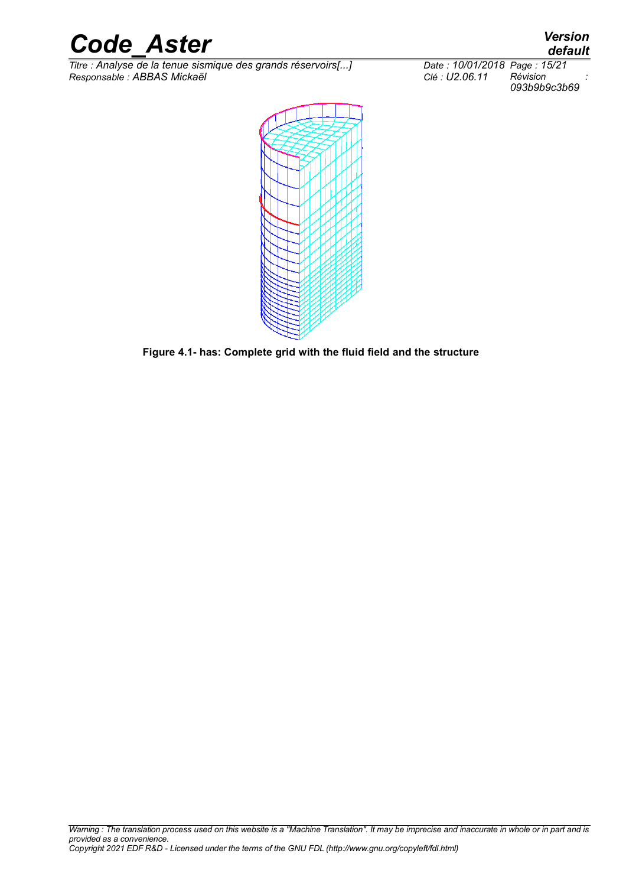Figure 4.1- has: Complete grid with the fluid field and the structure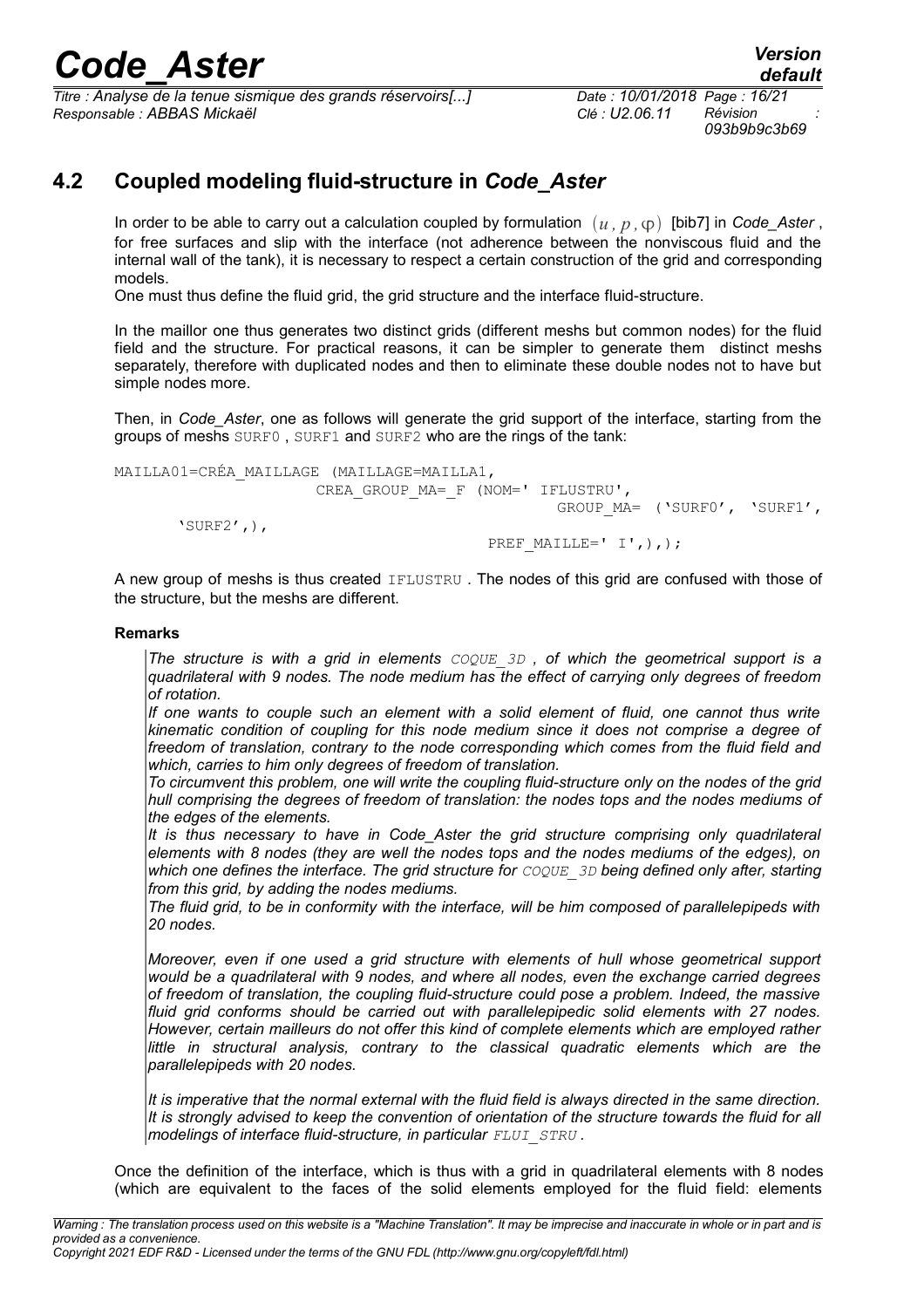## 4.2 Coupled modeling fluid-structure in *Code_Aster*

In order to be able to carry out a calculation coupled by formulation $(u, p, \varphi)$ [bib7] in *Code_Aster* , for free surfaces and slip with the interface (not adherence between the nonviscous fluid and the internal wall of the tank), it is necessary to respect a certain construction of the grid and corresponding models.
One must thus define the fluid grid, the grid structure and the interface fluid-structure.

In the maillor one thus generates two distinct grids (different meshs but common nodes) for the fluid field and the structure. For practical reasons, it can be simpler to generate them distinct meshs separately, therefore with duplicated nodes and then to eliminate these double nodes not to have but simple nodes more.

Then, in *Code_Aster*, one as follows will generate the grid support of the interface, starting from the groups of meshs SURF0 , SURF1 and SURF2 who are the rings of the tank:

```
MAILLA01=CRÉA_MAILLAGE (MAILLAGE=MAILLA1,
                    CREA_GROUP_MA=_F (NOM=' IFLUSTRU',
                                         GROUP_MA= ('SURF0', 'SURF1',
       'SURF2',),
                                    PREF_MAILLE=' I',),);
```

A new group of meshs is thus created IFLUSTRU . The nodes of this grid are confused with those of the structure, but the meshs are different.

**Remarks**

*The structure is with a grid in elements COQUE_3D , of which the geometrical support is a quadrilateral with 9 nodes. The node medium has the effect of carrying only degrees of freedom of rotation.*
*If one wants to couple such an element with a solid element of fluid, one cannot thus write kinematic condition of coupling for this node medium since it does not comprise a degree of freedom of translation, contrary to the node corresponding which comes from the fluid field and which, carries to him only degrees of freedom of translation.*
*To circumvent this problem, one will write the coupling fluid-structure only on the nodes of the grid hull comprising the degrees of freedom of translation: the nodes tops and the nodes mediums of the edges of the elements.*
*It is thus necessary to have in Code_Aster the grid structure comprising only quadrilateral elements with 8 nodes (they are well the nodes tops and the nodes mediums of the edges), on which one defines the interface. The grid structure for COQUE_3D being defined only after, starting from this grid, by adding the nodes mediums.*
*The fluid grid, to be in conformity with the interface, will be him composed of parallelepipeds with 20 nodes.*

*Moreover, even if one used a grid structure with elements of hull whose geometrical support would be a quadrilateral with 9 nodes, and where all nodes, even the exchange carried degrees of freedom of translation, the coupling fluid-structure could pose a problem. Indeed, the massive fluid grid conforms should be carried out with parallelepipedic solid elements with 27 nodes. However, certain mailleurs do not offer this kind of complete elements which are employed rather little in structural analysis, contrary to the classical quadratic elements which are the parallelepipeds with 20 nodes.*

*It is imperative that the normal external with the fluid field is always directed in the same direction. It is strongly advised to keep the convention of orientation of the structure towards the fluid for all modelings of interface fluid-structure, in particular FLUI_STRU .*

Once the definition of the interface, which is thus with a grid in quadrilateral elements with 8 nodes (which are equivalent to the faces of the solid elements employed for the fluid field: elements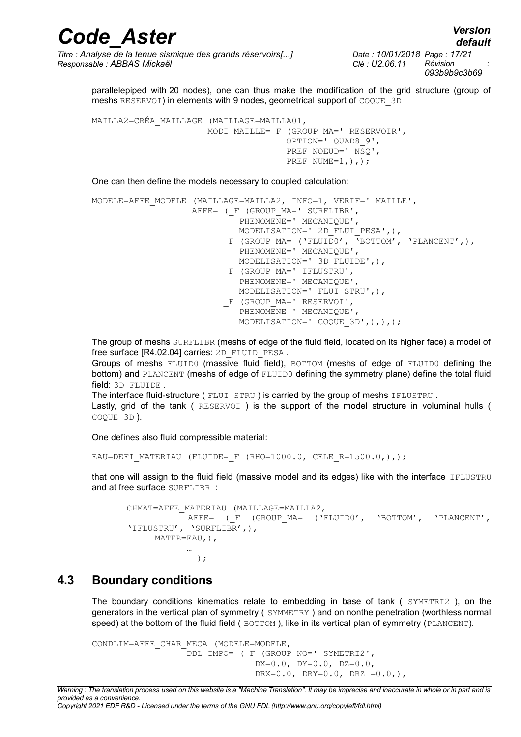parallelepiped with 20 nodes), one can thus make the modification of the grid structure (group of meshs RESERVOI) in elements with 9 nodes, geometrical support of COQUE_3D :

```
MAILLA2=CRÉA_MAILLAGE (MAILLAGE=MAILLA01,
                       MODI_MAILLE=_F (GROUP_MA=' RESERVOIR',
                                       OPTION=' QUAD8_9',
                                       PREF_NOEUD=' NSQ',
                                       PREF_NUME=1,),);
```

One can then define the models necessary to coupled calculation:

```
MODELE=AFFE_MODELE (MAILLAGE=MAILLA2, INFO=1, VERIF=' MAILLE',
                    AFFE= (_F (GROUP_MA=' SURFLIBR',
                               PHENOMENE=' MECANIQUE',
                               MODELISATION=' 2D_FLUI_PESA',),
                           _F (GROUP_MA= ('FLUID0', 'BOTTOM', 'PLANCENT',),
                               PHENOMENE=' MECANIQUE',
                               MODELISATION=' 3D_FLUIDE',),
                           _F (GROUP_MA=' IFLUSTRU',
                               PHENOMENE=' MECANIQUE',
                               MODELISATION=' FLUI_STRU',),
                           _F (GROUP_MA=' RESERVOI',
                               PHENOMENE=' MECANIQUE',
                               MODELISATION=' COQUE_3D',),),);
```

The group of meshs SURFLIBR (meshs of edge of the fluid field, located on its higher face) a model of free surface [R4.02.04] carries: 2D_FLUID_PESA .

Groups of meshs FLUID0 (massive fluid field), BOTTOM (meshs of edge of FLUID0 defining the bottom) and PLANCENT (meshs of edge of FLUID0 defining the symmetry plane) define the total fluid field: 3D_FLUIDE .

The interface fluid-structure ( FLUI_STRU ) is carried by the group of meshs IFLUSTRU .

Lastly, grid of the tank ( RESERVOI ) is the support of the model structure in voluminal hulls ( COQUE_3D ).

One defines also fluid compressible material:

```
EAU=DEFI_MATERIAU (FLUIDE=_F (RHO=1000.0, CELE_R=1500.0,),);
```

that one will assign to the fluid field (massive model and its edges) like with the interface IFLUSTRU and at free surface SURFLIBR :

```
CHMAT=AFFE_MATERIAU (MAILLAGE=MAILLA2,
           AFFE=  (_F  (GROUP_MA=  ('FLUID0',  'BOTTOM',  'PLANCENT',
'IFLUSTRU', 'SURFLIBR',),
      MATER=EAU,),
           …
             );
```

## 4.3 Boundary conditions

The boundary conditions kinematics relate to embedding in base of tank ( SYMETRI2 ), on the generators in the vertical plan of symmetry ( SYMMETRY ) and on nonthe penetration (worthless normal speed) at the bottom of the fluid field ( BOTTOM ), like in its vertical plan of symmetry (PLANCENT).

```
CONDLIM=AFFE_CHAR_MECA (MODELE=MODELE,
                DDL_IMPO= (_F (GROUP_NO=' SYMETRI2',
                              DX=0.0, DY=0.0, DZ=0.0,
                              DRX=0.0, DRY=0.0, DRZ =0.0,),
```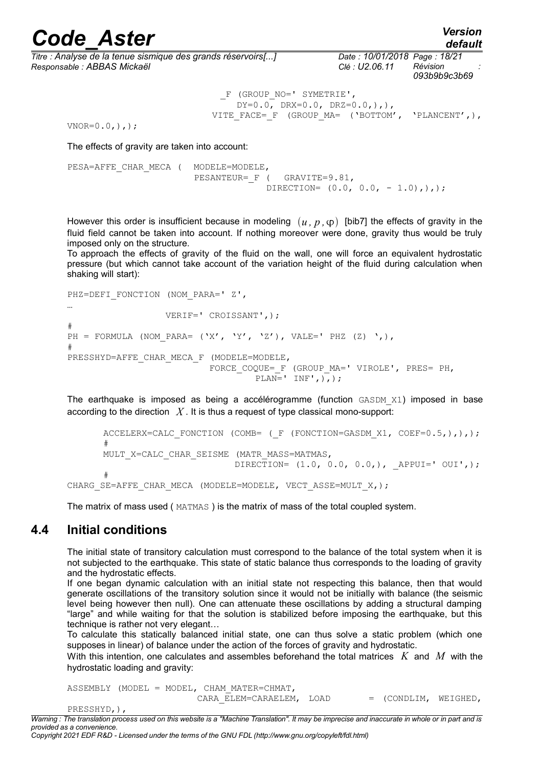```
                        _F (GROUP_NO=' SYMETRIE',
                           DY=0.0, DRX=0.0, DRZ=0.0,),),
                      VITE_FACE=_F (GROUP_MA= ('BOTTOM', 'PLANCENT',),
VNOR=0.0,),);
```

The effects of gravity are taken into account:

```
PESA=AFFE_CHAR_MECA (   MODELE=MODELE,
                        PESANTEUR=_F (   GRAVITE=9.81,
                                DIRECTION= (0.0, 0.0, - 1.0),),);
```

However this order is insufficient because in modeling $(u, p, \varphi)$ [bib7] the effects of gravity in the fluid field cannot be taken into account. If nothing moreover were done, gravity thus would be truly imposed only on the structure.

To approach the effects of gravity of the fluid on the wall, one will force an equivalent hydrostatic pressure (but which cannot take account of the variation height of the fluid during calculation when shaking will start):

```
PHZ=DEFI_FONCTION (NOM_PARA=' Z',
…
                  VERIF=' CROISSANT',);
#
PH = FORMULA (NOM_PARA= ('X', 'Y', 'Z'), VALE=' PHZ (Z) ',),
#
PRESSHYD=AFFE_CHAR_MECA_F (MODELE=MODELE,
                        FORCE_COQUE=_F (GROUP_MA=' VIROLE', PRES= PH,
                                PLAN=' INF',),);
```

The earthquake is imposed as being a accélérogramme (function `GASDM_X1`) imposed in base according to the direction $X$. It is thus a request of type classical mono-support:

```
ACCELERX=CALC_FONCTION (COMB= (_F (FONCTION=GASDM_X1, COEF=0.5,),),);
#
MULT_X=CALC_CHAR_SEISME (MATR_MASS=MATMAS,
                        DIRECTION= (1.0, 0.0, 0.0,), _APPUI=' OUI',);
#
CHARG_SE=AFFE_CHAR_MECA (MODELE=MODELE, VECT_ASSE=MULT_X,);
```

The matrix of mass used ( `MATMAS` ) is the matrix of mass of the total coupled system.

## 4.4 Initial conditions

The initial state of transitory calculation must correspond to the balance of the total system when it is not subjected to the earthquake. This state of static balance thus corresponds to the loading of gravity and the hydrostatic effects.

If one began dynamic calculation with an initial state not respecting this balance, then that would generate oscillations of the transitory solution since it would not be initially with balance (the seismic level being however then null). One can attenuate these oscillations by adding a structural damping "large" and while waiting for that the solution is stabilized before imposing the earthquake, but this technique is rather not very elegant…

To calculate this statically balanced initial state, one can thus solve a static problem (which one supposes in linear) of balance under the action of the forces of gravity and hydrostatic.

With this intention, one calculates and assembles beforehand the total matrices $K$ and $M$ with the hydrostatic loading and gravity:

```
ASSEMBLY (MODEL = MODEL, CHAM_MATER=CHMAT,
                        CARA_ELEM=CARAELEM, LOAD        = (CONDLIM, WEIGHED,
PRESSHYD,),
```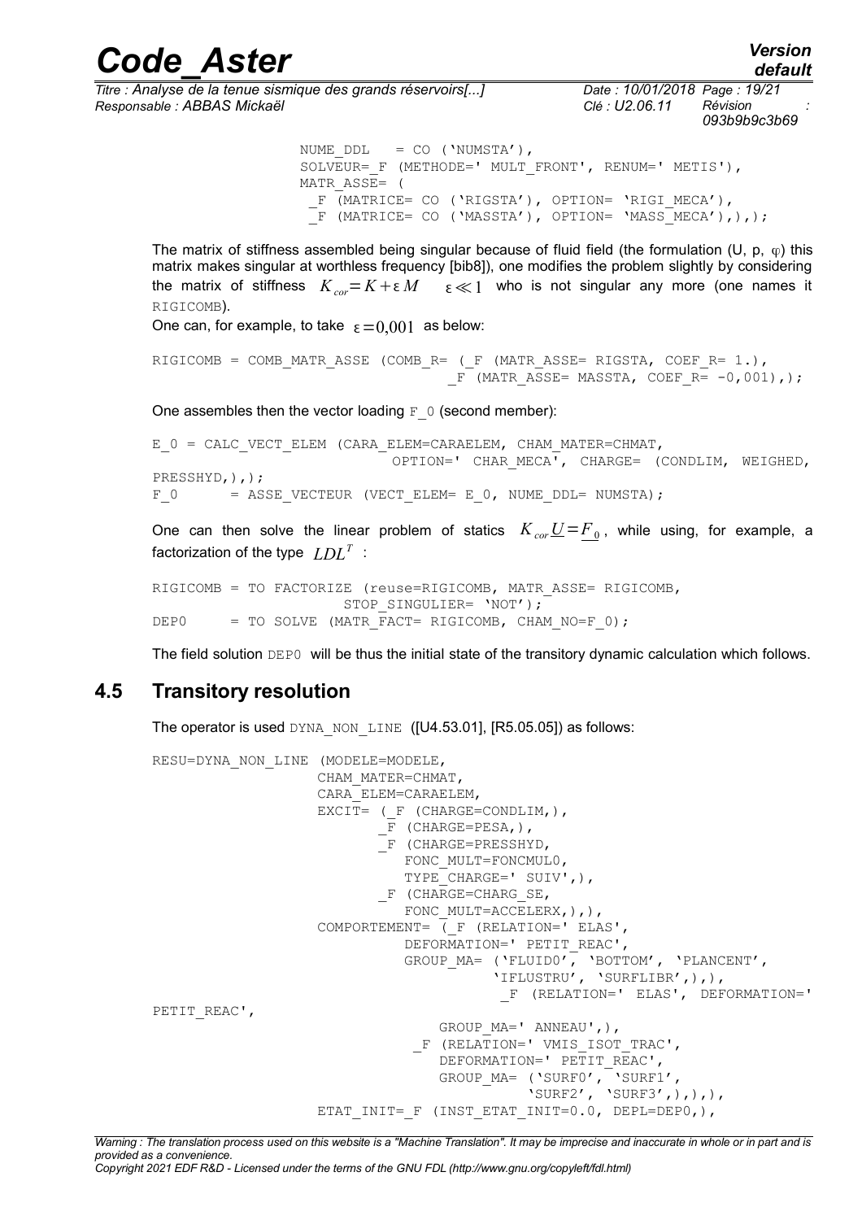```
NUME_DDL   = CO ('NUMSTA'),
SOLVEUR=_F (METHODE=' MULT_FRONT', RENUM=' METIS'),
MATR_ASSE= (
 _F (MATRICE= CO ('RIGSTA'), OPTION= 'RIGI_MECA'),
 _F (MATRICE= CO ('MASSTA'), OPTION= 'MASS_MECA'),),);
```

The matrix of stiffness assembled being singular because of fluid field (the formulation (U, p, φ) this matrix makes singular at worthless frequency [bib8]), one modifies the problem slightly by considering the matrix of stiffness $K_{cor}=K+\varepsilon M \quad \varepsilon \ll 1$ who is not singular any more (one names it RIGICOMB).

One can, for example, to take $\varepsilon=0{,}001$ as below:

```
RIGICOMB = COMB_MATR_ASSE (COMB_R= (_F (MATR_ASSE= RIGSTA, COEF_R= 1.),
                                    _F (MATR_ASSE= MASSTA, COEF_R= -0,001),);
```

One assembles then the vector loading F_0 (second member):

```
E_0 = CALC_VECT_ELEM (CARA_ELEM=CARAELEM, CHAM_MATER=CHMAT,
                      OPTION=' CHAR_MECA', CHARGE= (CONDLIM, WEIGHED,
PRESSHYD,),);
F_0       = ASSE_VECTEUR (VECT_ELEM= E_0, NUME_DDL= NUMSTA);
```

One can then solve the linear problem of statics $K_{cor}\underline{U}=\underline{F_0}$, while using, for example, a factorization of the type $LDL^T$ :

```
RIGICOMB = TO FACTORIZE (reuse=RIGICOMB, MATR_ASSE= RIGICOMB,
                    STOP_SINGULIER= 'NOT');
DEP0     = TO SOLVE (MATR_FACT= RIGICOMB, CHAM_NO=F_0);
```

The field solution DEP0 will be thus the initial state of the transitory dynamic calculation which follows.

## 4.5 Transitory resolution

The operator is used DYNA_NON_LINE ([U4.53.01], [R5.05.05]) as follows:

```
RESU=DYNA_NON_LINE (MODELE=MODELE,
                  CHAM_MATER=CHMAT,
                  CARA_ELEM=CARAELEM,
                  EXCIT= (_F (CHARGE=CONDLIM,),
                         _F (CHARGE=PESA,),
                         _F (CHARGE=PRESSHYD,
                            FONC_MULT=FONCMUL0,
                            TYPE_CHARGE=' SUIV',),
                         _F (CHARGE=CHARG_SE,
                            FONC_MULT=ACCELERX,),),
                  COMPORTEMENT= (_F (RELATION=' ELAS',
                            DEFORMATION=' PETIT_REAC',
                            GROUP_MA= ('FLUID0', 'BOTTOM', 'PLANCENT',
                                     'IFLUSTRU', 'SURFLIBR',),),
                                      _F (RELATION=' ELAS', DEFORMATION='
PETIT_REAC',
                                GROUP_MA=' ANNEAU',),
                            _F (RELATION=' VMIS_ISOT_TRAC',
                                DEFORMATION=' PETIT_REAC',
                                GROUP_MA= ('SURF0', 'SURF1',
                                         'SURF2', 'SURF3',),),),),
                  ETAT_INIT=_F (INST_ETAT_INIT=0.0, DEPL=DEP0,),
```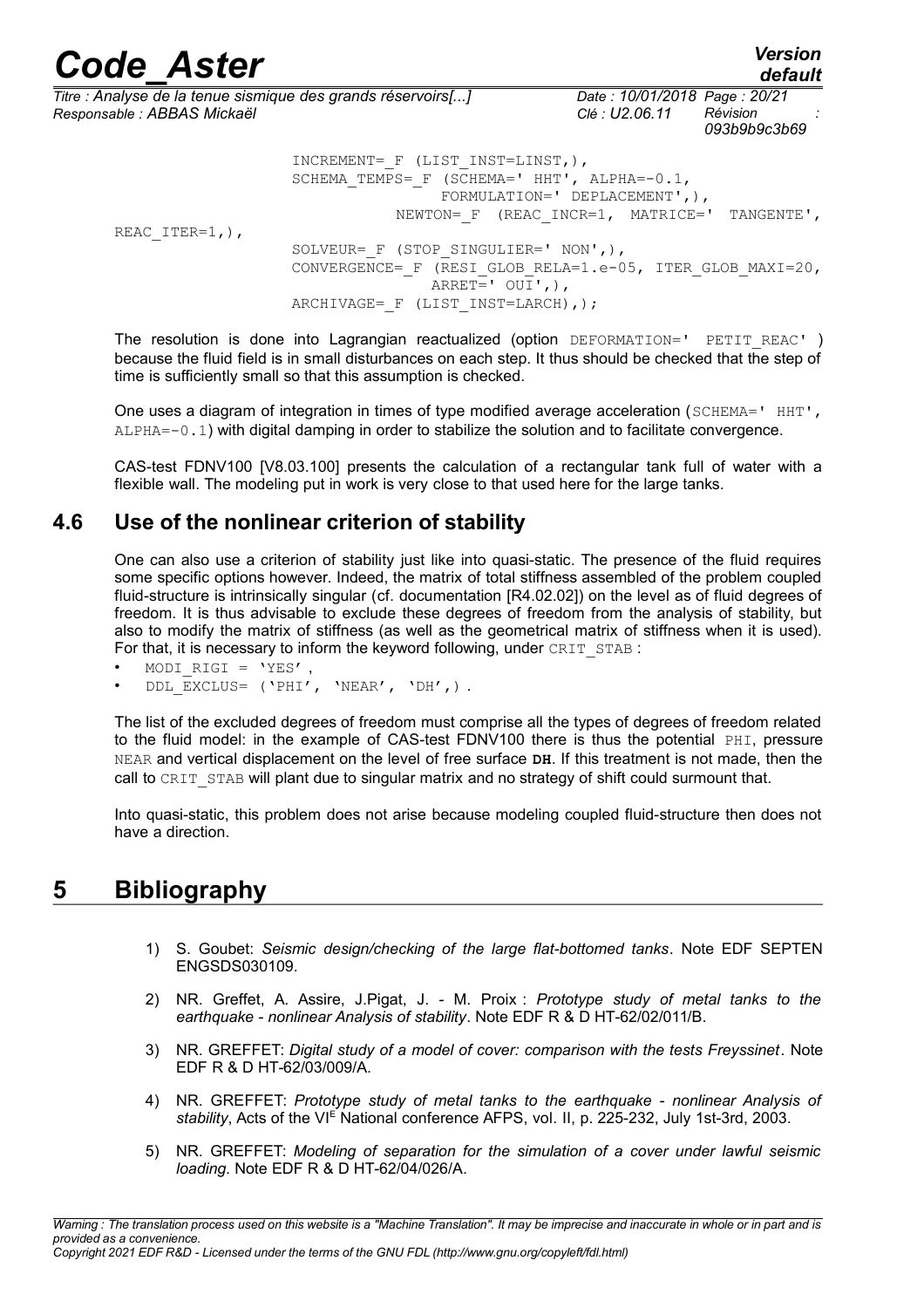```
                    INCREMENT=_F (LIST_INST=LINST,),
                    SCHEMA_TEMPS=_F (SCHEMA=' HHT', ALPHA=-0.1,
                                FORMULATION=' DEPLACEMENT',),
                            NEWTON=_F  (REAC_INCR=1,  MATRICE='  TANGENTE',
REAC_ITER=1,),
                    SOLVEUR=_F (STOP_SINGULIER=' NON',),
                    CONVERGENCE=_F (RESI_GLOB_RELA=1.e-05, ITER_GLOB_MAXI=20,
                                ARRET=' OUI',),
                    ARCHIVAGE=_F (LIST_INST=LARCH),);
```

The resolution is done into Lagrangian reactualized (option DEFORMATION=' PETIT_REAC' ) because the fluid field is in small disturbances on each step. It thus should be checked that the step of time is sufficiently small so that this assumption is checked.

One uses a diagram of integration in times of type modified average acceleration (SCHEMA=' HHT', ALPHA=-0.1) with digital damping in order to stabilize the solution and to facilitate convergence.

CAS-test FDNV100 [V8.03.100] presents the calculation of a rectangular tank full of water with a flexible wall. The modeling put in work is very close to that used here for the large tanks.

## 4.6 Use of the nonlinear criterion of stability

One can also use a criterion of stability just like into quasi-static. The presence of the fluid requires some specific options however. Indeed, the matrix of total stiffness assembled of the problem coupled fluid-structure is intrinsically singular (cf. documentation [R4.02.02]) on the level as of fluid degrees of freedom. It is thus advisable to exclude these degrees of freedom from the analysis of stability, but also to modify the matrix of stiffness (as well as the geometrical matrix of stiffness when it is used). For that, it is necessary to inform the keyword following, under CRIT_STAB :

- MODI_RIGI = 'YES',
- DDL_EXCLUS= ('PHI', 'NEAR', 'DH',).

The list of the excluded degrees of freedom must comprise all the types of degrees of freedom related to the fluid model: in the example of CAS-test FDNV100 there is thus the potential PHI, pressure NEAR and vertical displacement on the level of free surface **DH**. If this treatment is not made, then the call to CRIT_STAB will plant due to singular matrix and no strategy of shift could surmount that.

Into quasi-static, this problem does not arise because modeling coupled fluid-structure then does not have a direction.

# 5 Bibliography

1) S. Goubet: *Seismic design/checking of the large flat-bottomed tanks*. Note EDF SEPTEN ENGSDS030109.

2) NR. Greffet, A. Assire, J.Pigat, J. - M. Proix : *Prototype study of metal tanks to the earthquake - nonlinear Analysis of stability*. Note EDF R & D HT-62/02/011/B.

3) NR. GREFFET: *Digital study of a model of cover: comparison with the tests Freyssinet*. Note EDF R & D HT-62/03/009/A.

4) NR. GREFFET: *Prototype study of metal tanks to the earthquake - nonlinear Analysis of stability*, Acts of the VI[E] National conference AFPS, vol. II, p. 225-232, July 1st-3rd, 2003.

5) NR. GREFFET: *Modeling of separation for the simulation of a cover under lawful seismic loading*. Note EDF R & D HT-62/04/026/A.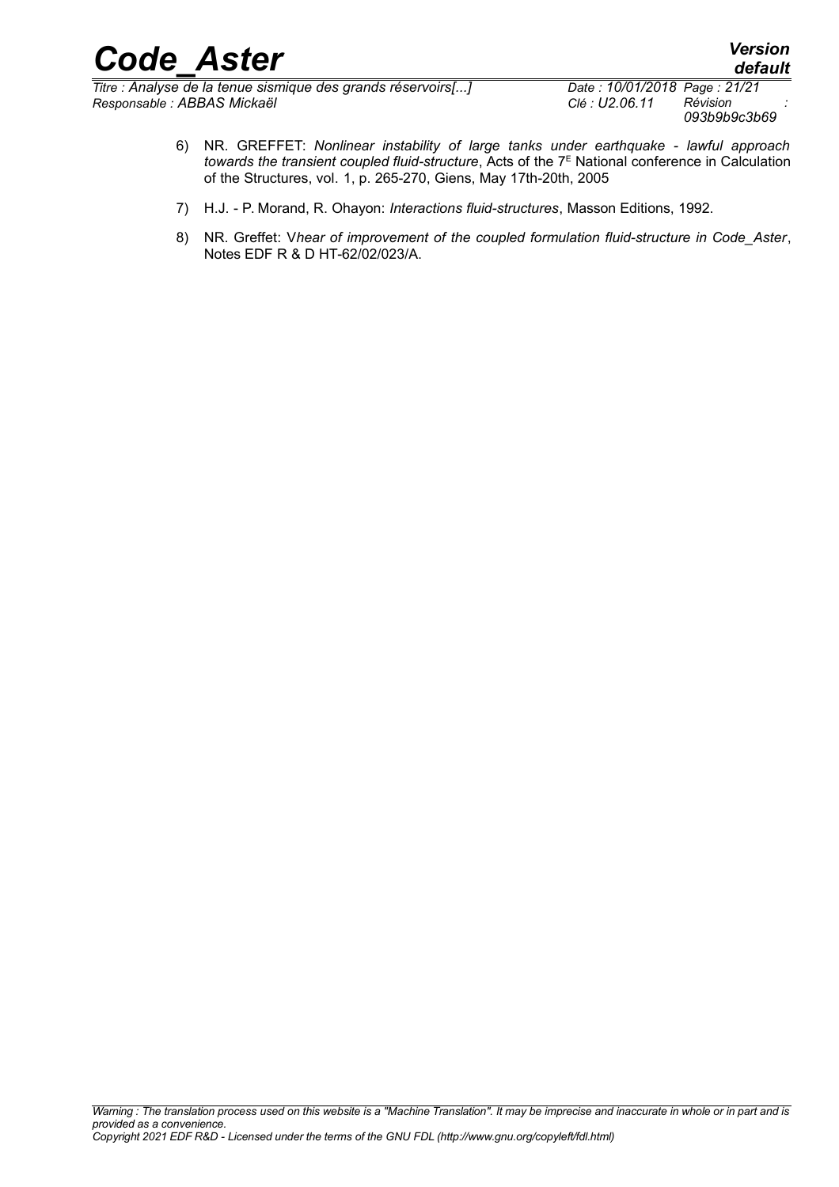6) NR. GREFFET: *Nonlinear instability of large tanks under earthquake - lawful approach towards the transient coupled fluid-structure*, Acts of the 7[E] National conference in Calculation of the Structures, vol. 1, p. 265-270, Giens, May 17th-20th, 2005

7) H.J. - P. Morand, R. Ohayon: *Interactions fluid-structures*, Masson Editions, 1992.

8) NR. Greffet: V*hear of improvement of the coupled formulation fluid-structure in Code_Aster*, Notes EDF R & D HT-62/02/023/A.